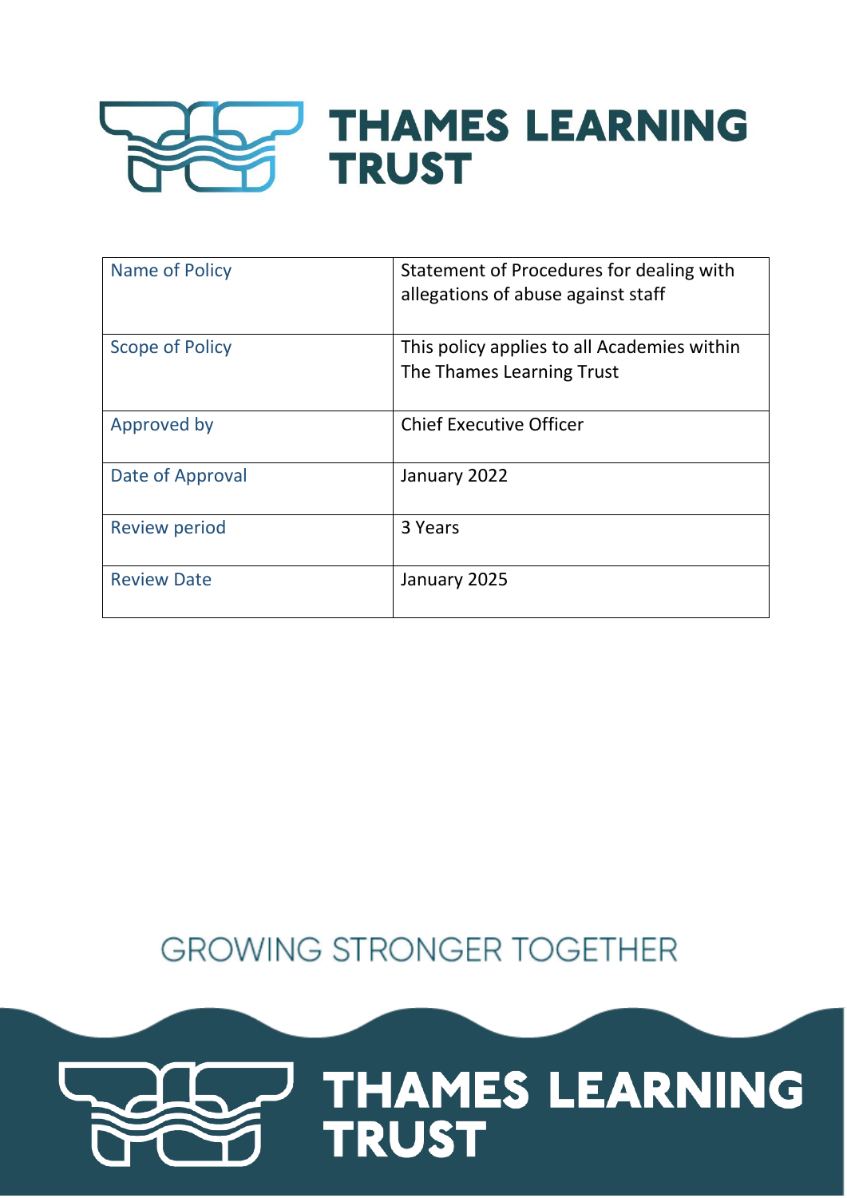# THAMES LEARNING TRUST

| Name of Policy | Statement of Procedures for dealing with allegations of abuse against staff |
|---|---|
| Scope of Policy | This policy applies to all Academies within The Thames Learning Trust |
| Approved by | Chief Executive Officer |
| Date of Approval | January 2022 |
| Review period | 3 Years |
| Review Date | January 2025 |

GROWING STRONGER TOGETHER

THAMES LEARNING TRUST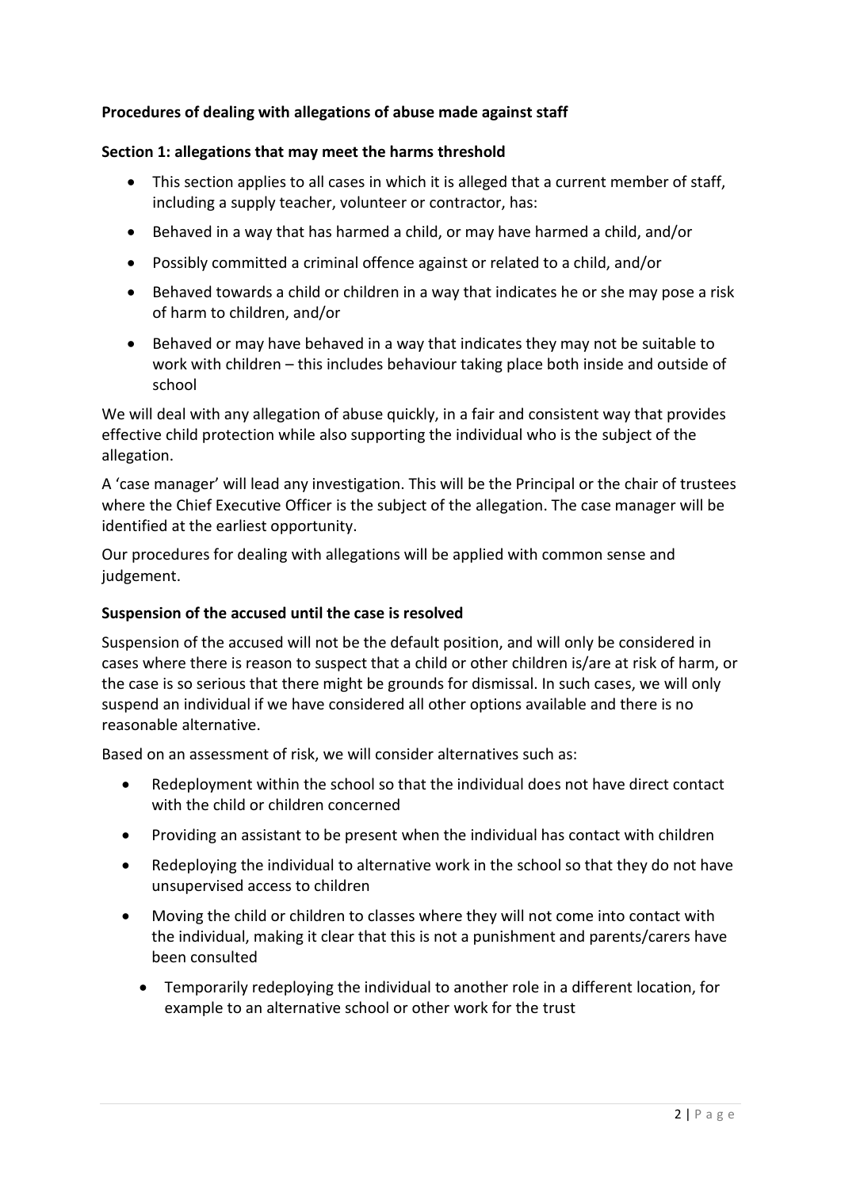**Procedures of dealing with allegations of abuse made against staff**

**Section 1: allegations that may meet the harms threshold**

- This section applies to all cases in which it is alleged that a current member of staff, including a supply teacher, volunteer or contractor, has:
- Behaved in a way that has harmed a child, or may have harmed a child, and/or
- Possibly committed a criminal offence against or related to a child, and/or
- Behaved towards a child or children in a way that indicates he or she may pose a risk of harm to children, and/or
- Behaved or may have behaved in a way that indicates they may not be suitable to work with children – this includes behaviour taking place both inside and outside of school

We will deal with any allegation of abuse quickly, in a fair and consistent way that provides effective child protection while also supporting the individual who is the subject of the allegation.

A 'case manager' will lead any investigation. This will be the Principal or the chair of trustees where the Chief Executive Officer is the subject of the allegation. The case manager will be identified at the earliest opportunity.

Our procedures for dealing with allegations will be applied with common sense and judgement.

**Suspension of the accused until the case is resolved**

Suspension of the accused will not be the default position, and will only be considered in cases where there is reason to suspect that a child or other children is/are at risk of harm, or the case is so serious that there might be grounds for dismissal. In such cases, we will only suspend an individual if we have considered all other options available and there is no reasonable alternative.

Based on an assessment of risk, we will consider alternatives such as:

- Redeployment within the school so that the individual does not have direct contact with the child or children concerned
- Providing an assistant to be present when the individual has contact with children
- Redeploying the individual to alternative work in the school so that they do not have unsupervised access to children
- Moving the child or children to classes where they will not come into contact with the individual, making it clear that this is not a punishment and parents/carers have been consulted
- Temporarily redeploying the individual to another role in a different location, for example to an alternative school or other work for the trust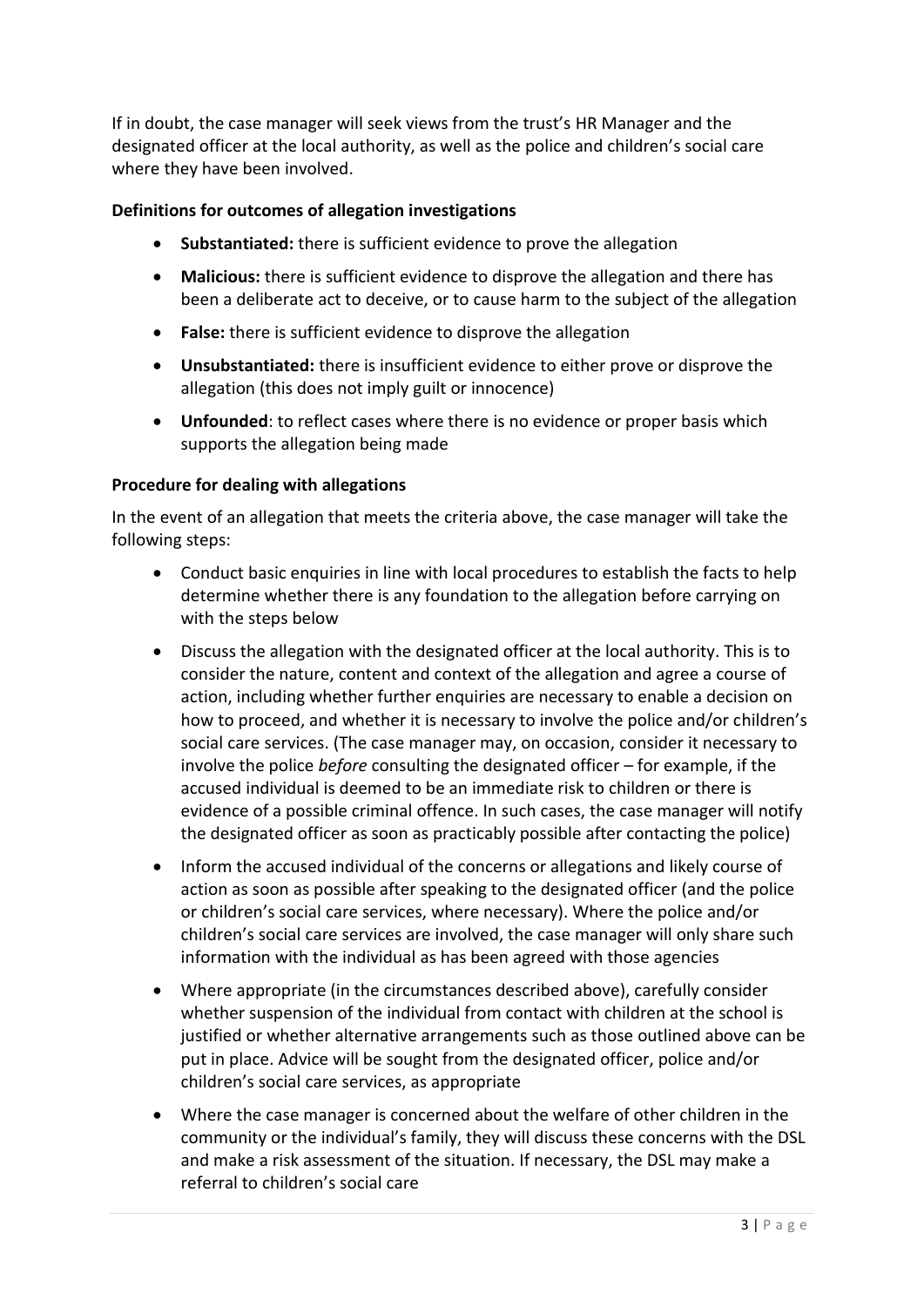If in doubt, the case manager will seek views from the trust's HR Manager and the designated officer at the local authority, as well as the police and children's social care where they have been involved.

**Definitions for outcomes of allegation investigations**

- **Substantiated:** there is sufficient evidence to prove the allegation
- **Malicious:** there is sufficient evidence to disprove the allegation and there has been a deliberate act to deceive, or to cause harm to the subject of the allegation
- **False:** there is sufficient evidence to disprove the allegation
- **Unsubstantiated:** there is insufficient evidence to either prove or disprove the allegation (this does not imply guilt or innocence)
- **Unfounded**: to reflect cases where there is no evidence or proper basis which supports the allegation being made

**Procedure for dealing with allegations**

In the event of an allegation that meets the criteria above, the case manager will take the following steps:

- Conduct basic enquiries in line with local procedures to establish the facts to help determine whether there is any foundation to the allegation before carrying on with the steps below
- Discuss the allegation with the designated officer at the local authority. This is to consider the nature, content and context of the allegation and agree a course of action, including whether further enquiries are necessary to enable a decision on how to proceed, and whether it is necessary to involve the police and/or children's social care services. (The case manager may, on occasion, consider it necessary to involve the police *before* consulting the designated officer – for example, if the accused individual is deemed to be an immediate risk to children or there is evidence of a possible criminal offence. In such cases, the case manager will notify the designated officer as soon as practicably possible after contacting the police)
- Inform the accused individual of the concerns or allegations and likely course of action as soon as possible after speaking to the designated officer (and the police or children's social care services, where necessary). Where the police and/or children's social care services are involved, the case manager will only share such information with the individual as has been agreed with those agencies
- Where appropriate (in the circumstances described above), carefully consider whether suspension of the individual from contact with children at the school is justified or whether alternative arrangements such as those outlined above can be put in place. Advice will be sought from the designated officer, police and/or children's social care services, as appropriate
- Where the case manager is concerned about the welfare of other children in the community or the individual's family, they will discuss these concerns with the DSL and make a risk assessment of the situation. If necessary, the DSL may make a referral to children's social care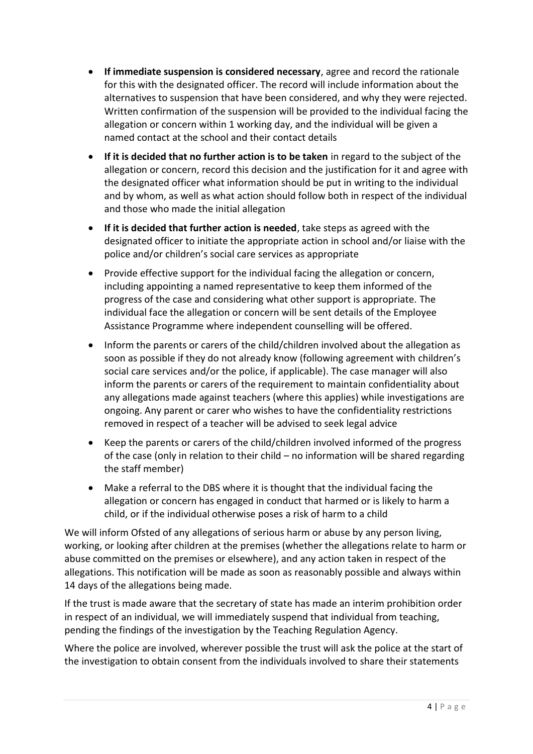- **If immediate suspension is considered necessary**, agree and record the rationale for this with the designated officer. The record will include information about the alternatives to suspension that have been considered, and why they were rejected. Written confirmation of the suspension will be provided to the individual facing the allegation or concern within 1 working day, and the individual will be given a named contact at the school and their contact details
- **If it is decided that no further action is to be taken** in regard to the subject of the allegation or concern, record this decision and the justification for it and agree with the designated officer what information should be put in writing to the individual and by whom, as well as what action should follow both in respect of the individual and those who made the initial allegation
- **If it is decided that further action is needed**, take steps as agreed with the designated officer to initiate the appropriate action in school and/or liaise with the police and/or children's social care services as appropriate
- Provide effective support for the individual facing the allegation or concern, including appointing a named representative to keep them informed of the progress of the case and considering what other support is appropriate. The individual face the allegation or concern will be sent details of the Employee Assistance Programme where independent counselling will be offered.
- Inform the parents or carers of the child/children involved about the allegation as soon as possible if they do not already know (following agreement with children's social care services and/or the police, if applicable). The case manager will also inform the parents or carers of the requirement to maintain confidentiality about any allegations made against teachers (where this applies) while investigations are ongoing. Any parent or carer who wishes to have the confidentiality restrictions removed in respect of a teacher will be advised to seek legal advice
- Keep the parents or carers of the child/children involved informed of the progress of the case (only in relation to their child – no information will be shared regarding the staff member)
- Make a referral to the DBS where it is thought that the individual facing the allegation or concern has engaged in conduct that harmed or is likely to harm a child, or if the individual otherwise poses a risk of harm to a child

We will inform Ofsted of any allegations of serious harm or abuse by any person living, working, or looking after children at the premises (whether the allegations relate to harm or abuse committed on the premises or elsewhere), and any action taken in respect of the allegations. This notification will be made as soon as reasonably possible and always within 14 days of the allegations being made.

If the trust is made aware that the secretary of state has made an interim prohibition order in respect of an individual, we will immediately suspend that individual from teaching, pending the findings of the investigation by the Teaching Regulation Agency.

Where the police are involved, wherever possible the trust will ask the police at the start of the investigation to obtain consent from the individuals involved to share their statements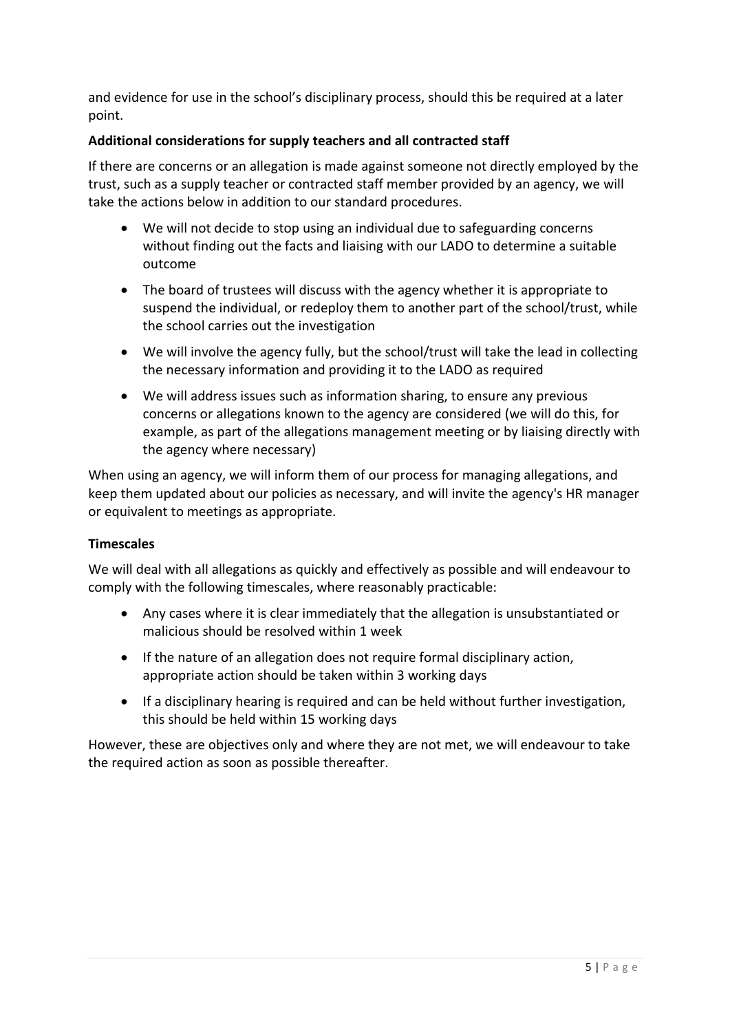and evidence for use in the school's disciplinary process, should this be required at a later point.

**Additional considerations for supply teachers and all contracted staff**

If there are concerns or an allegation is made against someone not directly employed by the trust, such as a supply teacher or contracted staff member provided by an agency, we will take the actions below in addition to our standard procedures.

- We will not decide to stop using an individual due to safeguarding concerns without finding out the facts and liaising with our LADO to determine a suitable outcome
- The board of trustees will discuss with the agency whether it is appropriate to suspend the individual, or redeploy them to another part of the school/trust, while the school carries out the investigation
- We will involve the agency fully, but the school/trust will take the lead in collecting the necessary information and providing it to the LADO as required
- We will address issues such as information sharing, to ensure any previous concerns or allegations known to the agency are considered (we will do this, for example, as part of the allegations management meeting or by liaising directly with the agency where necessary)

When using an agency, we will inform them of our process for managing allegations, and keep them updated about our policies as necessary, and will invite the agency's HR manager or equivalent to meetings as appropriate.

**Timescales**

We will deal with all allegations as quickly and effectively as possible and will endeavour to comply with the following timescales, where reasonably practicable:

- Any cases where it is clear immediately that the allegation is unsubstantiated or malicious should be resolved within 1 week
- If the nature of an allegation does not require formal disciplinary action, appropriate action should be taken within 3 working days
- If a disciplinary hearing is required and can be held without further investigation, this should be held within 15 working days

However, these are objectives only and where they are not met, we will endeavour to take the required action as soon as possible thereafter.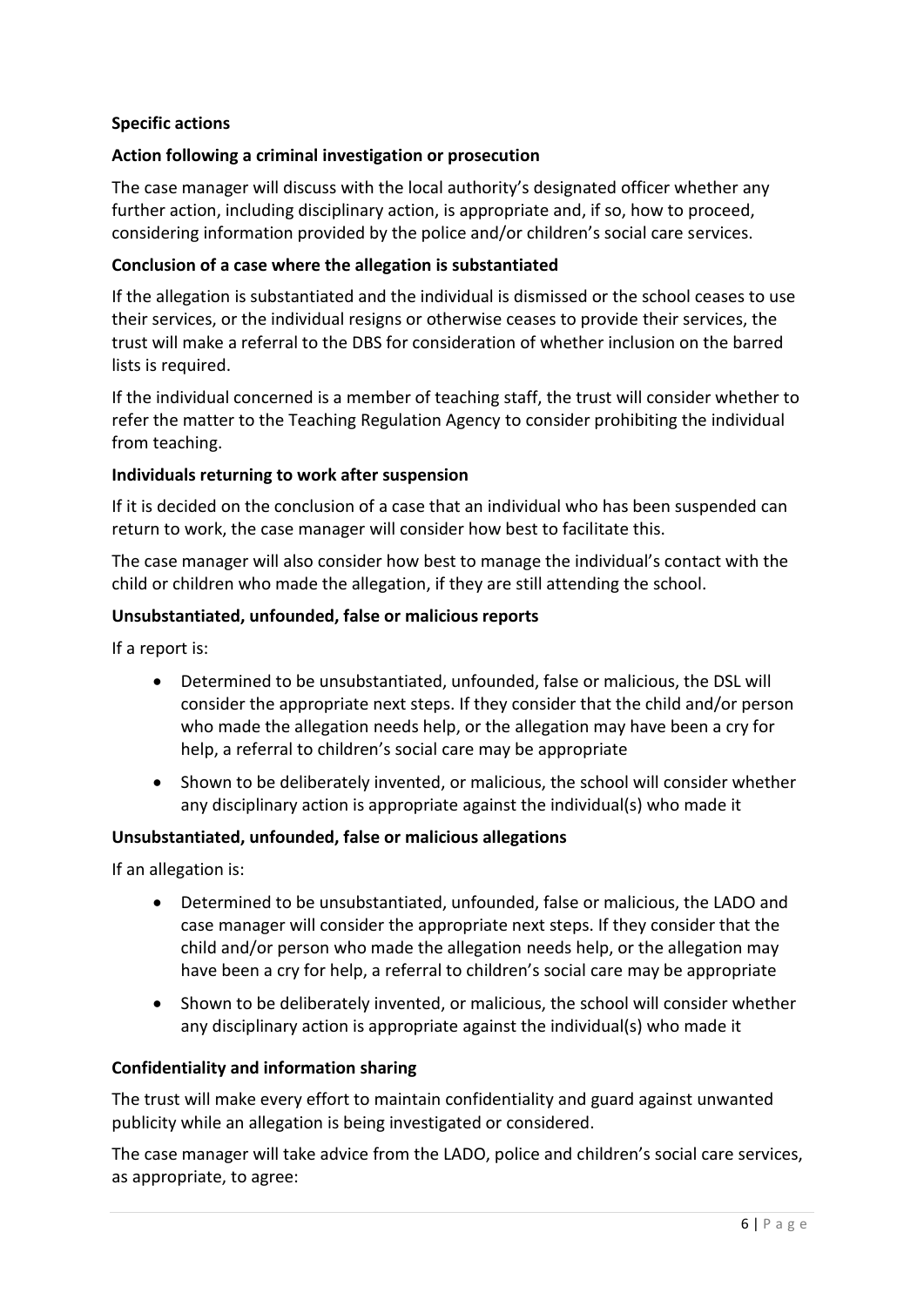**Specific actions**

**Action following a criminal investigation or prosecution**

The case manager will discuss with the local authority's designated officer whether any further action, including disciplinary action, is appropriate and, if so, how to proceed, considering information provided by the police and/or children's social care services.

**Conclusion of a case where the allegation is substantiated**

If the allegation is substantiated and the individual is dismissed or the school ceases to use their services, or the individual resigns or otherwise ceases to provide their services, the trust will make a referral to the DBS for consideration of whether inclusion on the barred lists is required.

If the individual concerned is a member of teaching staff, the trust will consider whether to refer the matter to the Teaching Regulation Agency to consider prohibiting the individual from teaching.

**Individuals returning to work after suspension**

If it is decided on the conclusion of a case that an individual who has been suspended can return to work, the case manager will consider how best to facilitate this.

The case manager will also consider how best to manage the individual's contact with the child or children who made the allegation, if they are still attending the school.

**Unsubstantiated, unfounded, false or malicious reports**

If a report is:

- Determined to be unsubstantiated, unfounded, false or malicious, the DSL will consider the appropriate next steps. If they consider that the child and/or person who made the allegation needs help, or the allegation may have been a cry for help, a referral to children's social care may be appropriate
- Shown to be deliberately invented, or malicious, the school will consider whether any disciplinary action is appropriate against the individual(s) who made it

**Unsubstantiated, unfounded, false or malicious allegations**

If an allegation is:

- Determined to be unsubstantiated, unfounded, false or malicious, the LADO and case manager will consider the appropriate next steps. If they consider that the child and/or person who made the allegation needs help, or the allegation may have been a cry for help, a referral to children's social care may be appropriate
- Shown to be deliberately invented, or malicious, the school will consider whether any disciplinary action is appropriate against the individual(s) who made it

**Confidentiality and information sharing**

The trust will make every effort to maintain confidentiality and guard against unwanted publicity while an allegation is being investigated or considered.

The case manager will take advice from the LADO, police and children's social care services, as appropriate, to agree: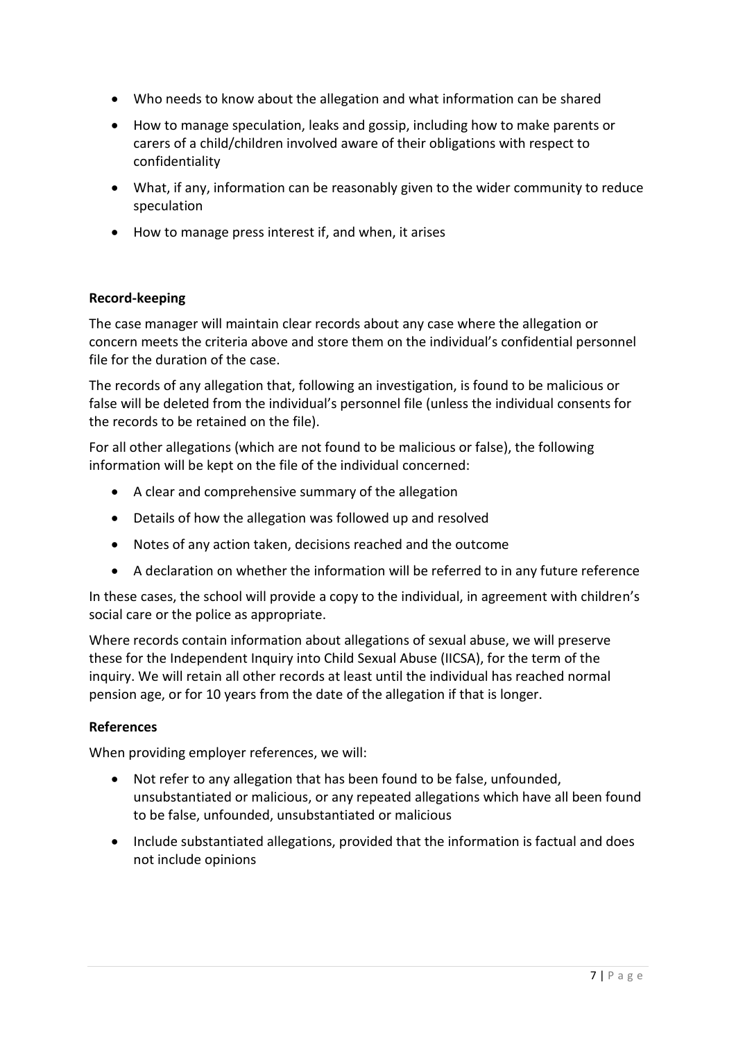- Who needs to know about the allegation and what information can be shared
- How to manage speculation, leaks and gossip, including how to make parents or carers of a child/children involved aware of their obligations with respect to confidentiality
- What, if any, information can be reasonably given to the wider community to reduce speculation
- How to manage press interest if, and when, it arises

**Record-keeping**

The case manager will maintain clear records about any case where the allegation or concern meets the criteria above and store them on the individual's confidential personnel file for the duration of the case.

The records of any allegation that, following an investigation, is found to be malicious or false will be deleted from the individual's personnel file (unless the individual consents for the records to be retained on the file).

For all other allegations (which are not found to be malicious or false), the following information will be kept on the file of the individual concerned:

- A clear and comprehensive summary of the allegation
- Details of how the allegation was followed up and resolved
- Notes of any action taken, decisions reached and the outcome
- A declaration on whether the information will be referred to in any future reference

In these cases, the school will provide a copy to the individual, in agreement with children's social care or the police as appropriate.

Where records contain information about allegations of sexual abuse, we will preserve these for the Independent Inquiry into Child Sexual Abuse (IICSA), for the term of the inquiry. We will retain all other records at least until the individual has reached normal pension age, or for 10 years from the date of the allegation if that is longer.

**References**

When providing employer references, we will:

- Not refer to any allegation that has been found to be false, unfounded, unsubstantiated or malicious, or any repeated allegations which have all been found to be false, unfounded, unsubstantiated or malicious
- Include substantiated allegations, provided that the information is factual and does not include opinions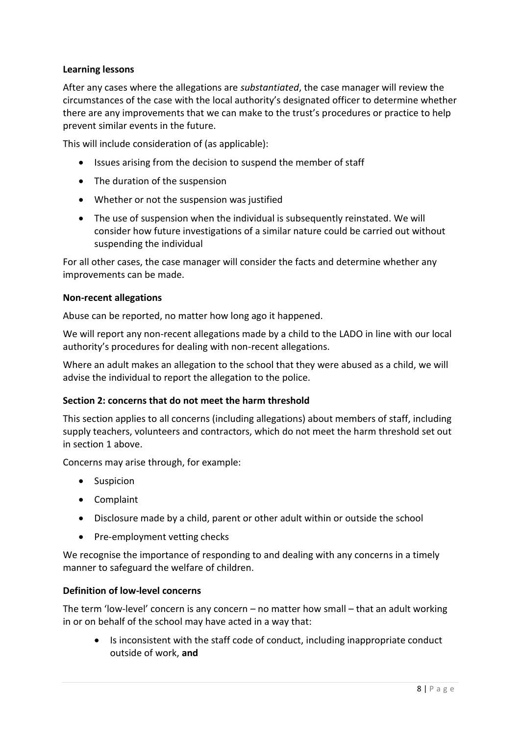**Learning lessons**

After any cases where the allegations are *substantiated*, the case manager will review the circumstances of the case with the local authority's designated officer to determine whether there are any improvements that we can make to the trust's procedures or practice to help prevent similar events in the future.

This will include consideration of (as applicable):

- Issues arising from the decision to suspend the member of staff
- The duration of the suspension
- Whether or not the suspension was justified
- The use of suspension when the individual is subsequently reinstated. We will consider how future investigations of a similar nature could be carried out without suspending the individual

For all other cases, the case manager will consider the facts and determine whether any improvements can be made.

**Non-recent allegations**

Abuse can be reported, no matter how long ago it happened.

We will report any non-recent allegations made by a child to the LADO in line with our local authority's procedures for dealing with non-recent allegations.

Where an adult makes an allegation to the school that they were abused as a child, we will advise the individual to report the allegation to the police.

**Section 2: concerns that do not meet the harm threshold**

This section applies to all concerns (including allegations) about members of staff, including supply teachers, volunteers and contractors, which do not meet the harm threshold set out in section 1 above.

Concerns may arise through, for example:

- Suspicion
- Complaint
- Disclosure made by a child, parent or other adult within or outside the school
- Pre-employment vetting checks

We recognise the importance of responding to and dealing with any concerns in a timely manner to safeguard the welfare of children.

**Definition of low-level concerns**

The term 'low-level' concern is any concern – no matter how small – that an adult working in or on behalf of the school may have acted in a way that:

- Is inconsistent with the staff code of conduct, including inappropriate conduct outside of work, **and**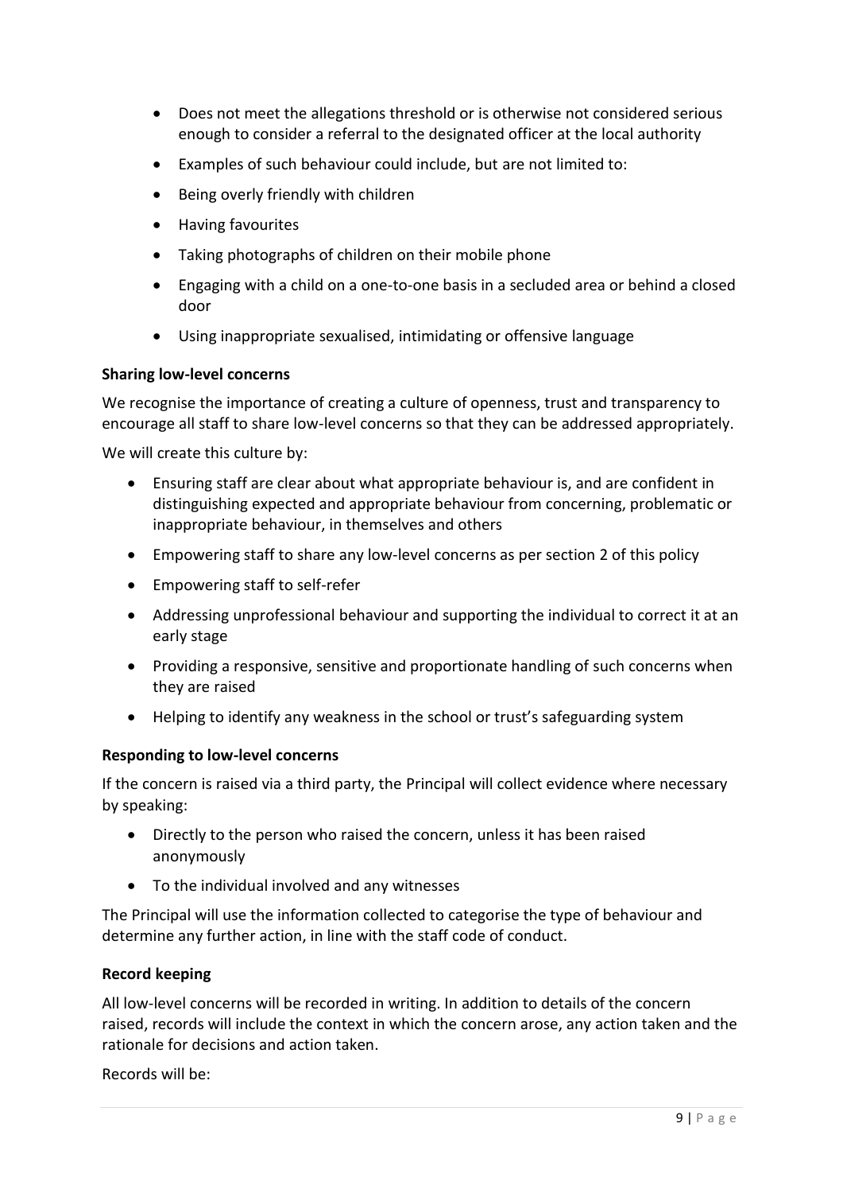- Does not meet the allegations threshold or is otherwise not considered serious enough to consider a referral to the designated officer at the local authority
- Examples of such behaviour could include, but are not limited to:
- Being overly friendly with children
- Having favourites
- Taking photographs of children on their mobile phone
- Engaging with a child on a one-to-one basis in a secluded area or behind a closed door
- Using inappropriate sexualised, intimidating or offensive language

**Sharing low-level concerns**

We recognise the importance of creating a culture of openness, trust and transparency to encourage all staff to share low-level concerns so that they can be addressed appropriately.

We will create this culture by:

- Ensuring staff are clear about what appropriate behaviour is, and are confident in distinguishing expected and appropriate behaviour from concerning, problematic or inappropriate behaviour, in themselves and others
- Empowering staff to share any low-level concerns as per section 2 of this policy
- Empowering staff to self-refer
- Addressing unprofessional behaviour and supporting the individual to correct it at an early stage
- Providing a responsive, sensitive and proportionate handling of such concerns when they are raised
- Helping to identify any weakness in the school or trust's safeguarding system

**Responding to low-level concerns**

If the concern is raised via a third party, the Principal will collect evidence where necessary by speaking:

- Directly to the person who raised the concern, unless it has been raised anonymously
- To the individual involved and any witnesses

The Principal will use the information collected to categorise the type of behaviour and determine any further action, in line with the staff code of conduct.

**Record keeping**

All low-level concerns will be recorded in writing. In addition to details of the concern raised, records will include the context in which the concern arose, any action taken and the rationale for decisions and action taken.

Records will be: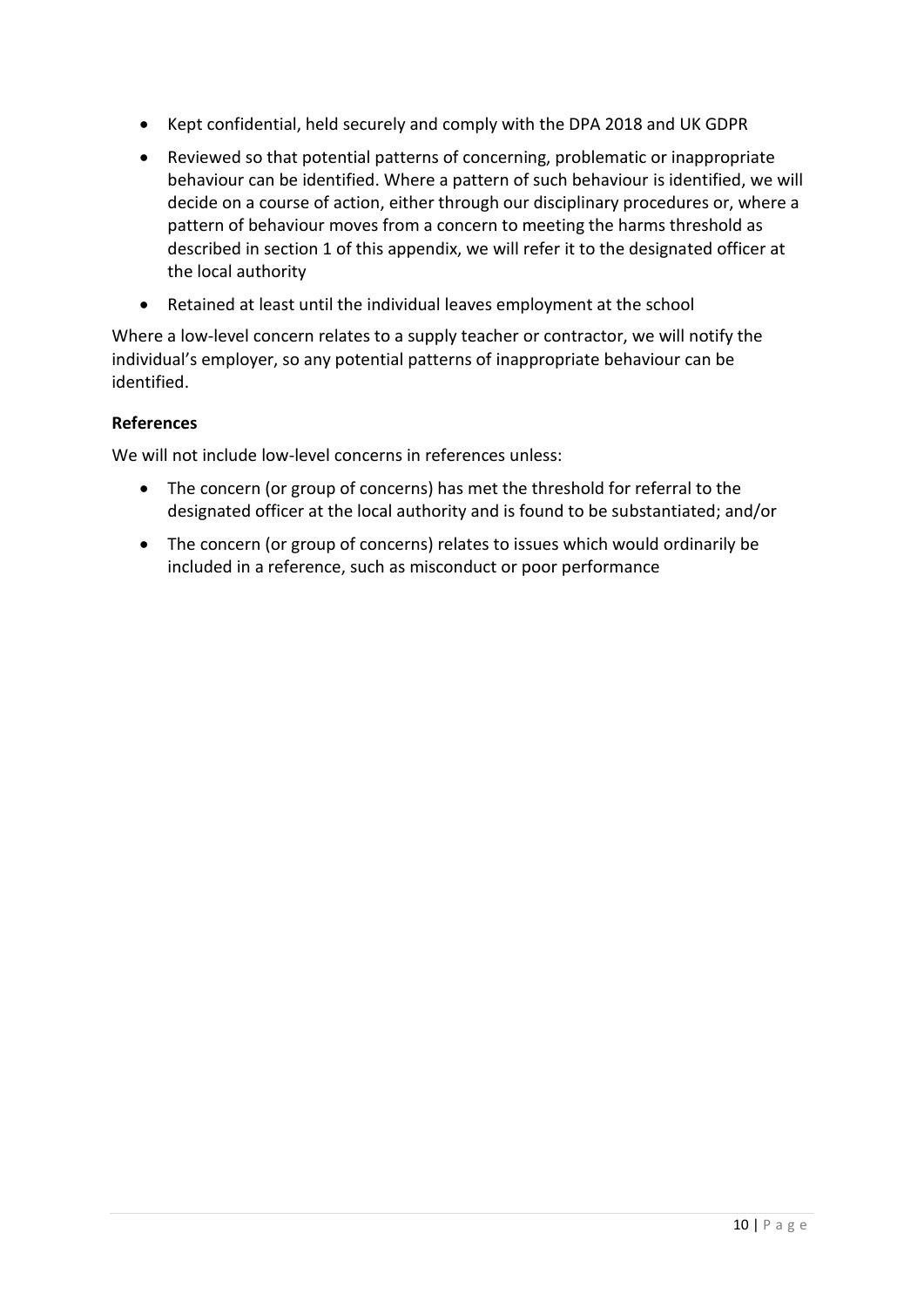- Kept confidential, held securely and comply with the DPA 2018 and UK GDPR
- Reviewed so that potential patterns of concerning, problematic or inappropriate behaviour can be identified. Where a pattern of such behaviour is identified, we will decide on a course of action, either through our disciplinary procedures or, where a pattern of behaviour moves from a concern to meeting the harms threshold as described in section 1 of this appendix, we will refer it to the designated officer at the local authority
- Retained at least until the individual leaves employment at the school

Where a low-level concern relates to a supply teacher or contractor, we will notify the individual's employer, so any potential patterns of inappropriate behaviour can be identified.

**References**

We will not include low-level concerns in references unless:

- The concern (or group of concerns) has met the threshold for referral to the designated officer at the local authority and is found to be substantiated; and/or
- The concern (or group of concerns) relates to issues which would ordinarily be included in a reference, such as misconduct or poor performance